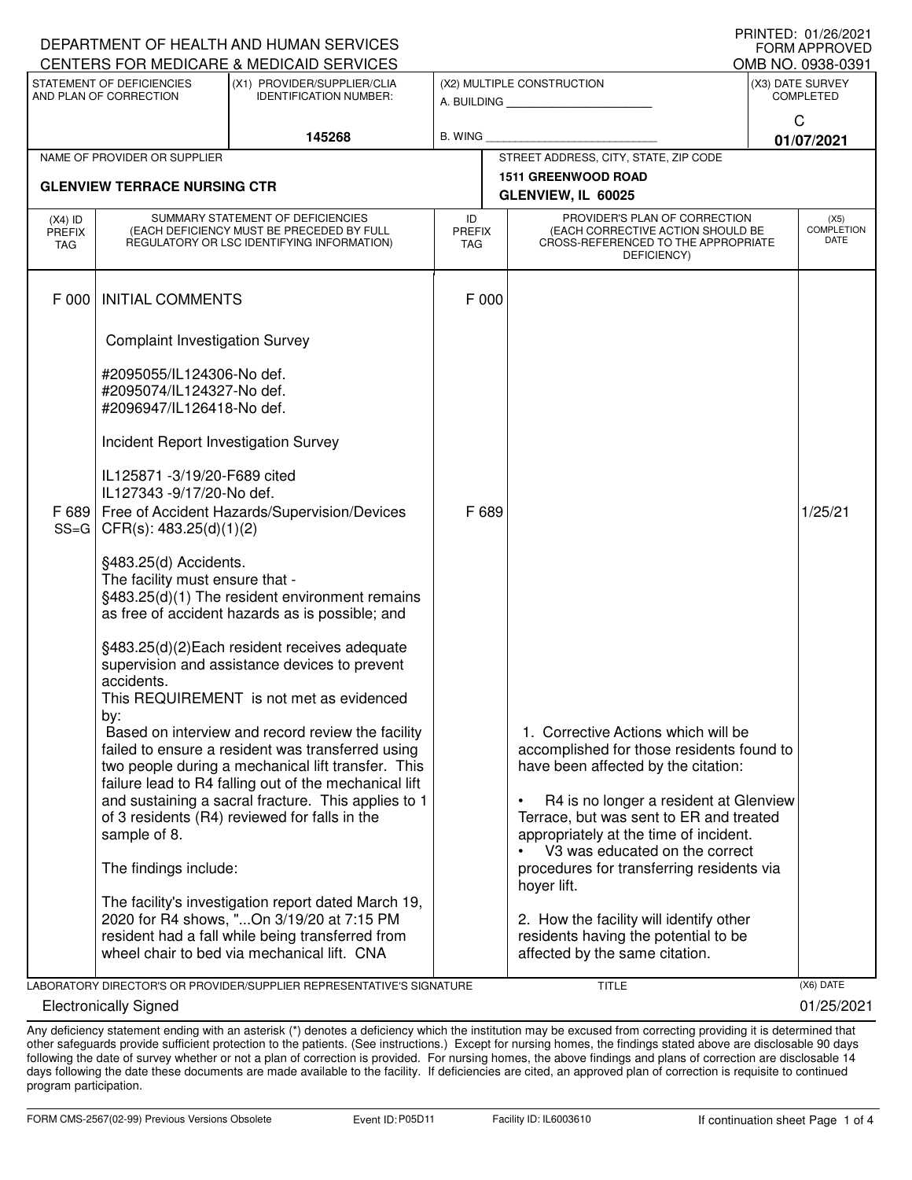DEPARTMENT OF HEALTH AND HUMAN SERVICES
CENTERS FOR MEDICARE & MEDICAID SERVICES

PRINTED: 01/26/2021
FORM APPROVED
OMB NO. 0938-0391

| STATEMENT OF DEFICIENCIES AND PLAN OF CORRECTION | (X1) PROVIDER/SUPPLIER/CLIA IDENTIFICATION NUMBER: | (X2) MULTIPLE CONSTRUCTION | (X3) DATE SURVEY COMPLETED |
|---|---|---|---|
| | 145268 | A. BUILDING ______ B. WING ______ | C 01/07/2021 |

| NAME OF PROVIDER OR SUPPLIER | STREET ADDRESS, CITY, STATE, ZIP CODE |
|---|---|
| GLENVIEW TERRACE NURSING CTR | 1511 GREENWOOD ROAD GLENVIEW, IL 60025 |

| (X4) ID PREFIX TAG | SUMMARY STATEMENT OF DEFICIENCIES (EACH DEFICIENCY MUST BE PRECEDED BY FULL REGULATORY OR LSC IDENTIFYING INFORMATION) | ID PREFIX TAG | PROVIDER'S PLAN OF CORRECTION (EACH CORRECTIVE ACTION SHOULD BE CROSS-REFERENCED TO THE APPROPRIATE DEFICIENCY) | (X5) COMPLETION DATE |
|---|---|---|---|---|
| F 000 | INITIAL COMMENTS<br><br>Complaint Investigation Survey<br><br>#2095055/IL124306-No def.<br>#2095074/IL124327-No def.<br>#2096947/IL126418-No def.<br><br>Incident Report Investigation Survey<br><br>IL125871 -3/19/20-F689 cited<br>IL127343 -9/17/20-No def. | F 000 | | |
| F 689 SS=G | Free of Accident Hazards/Supervision/Devices CFR(s): 483.25(d)(1)(2)<br><br>§483.25(d) Accidents.<br>The facility must ensure that -<br>§483.25(d)(1) The resident environment remains as free of accident hazards as is possible; and<br><br>§483.25(d)(2)Each resident receives adequate supervision and assistance devices to prevent accidents.<br>This REQUIREMENT is not met as evidenced by:<br>Based on interview and record review the facility failed to ensure a resident was transferred using two people during a mechanical lift transfer. This failure lead to R4 falling out of the mechanical lift and sustaining a sacral fracture. This applies to 1 of 3 residents (R4) reviewed for falls in the sample of 8.<br><br>The findings include:<br><br>The facility's investigation report dated March 19, 2020 for R4 shows, "...On 3/19/20 at 7:15 PM resident had a fall while being transferred from wheel chair to bed via mechanical lift. CNA | F 689 | 1. Corrective Actions which will be accomplished for those residents found to have been affected by the citation:<br><br>• R4 is no longer a resident at Glenview Terrace, but was sent to ER and treated appropriately at the time of incident.<br>• V3 was educated on the correct procedures for transferring residents via hoyer lift.<br><br>2. How the facility will identify other residents having the potential to be affected by the same citation. | 1/25/21 |

LABORATORY DIRECTOR'S OR PROVIDER/SUPPLIER REPRESENTATIVE'S SIGNATURE: Electronically Signed
TITLE:
(X6) DATE: 01/25/2021

Any deficiency statement ending with an asterisk (*) denotes a deficiency which the institution may be excused from correcting providing it is determined that other safeguards provide sufficient protection to the patients. (See instructions.) Except for nursing homes, the findings stated above are disclosable 90 days following the date of survey whether or not a plan of correction is provided. For nursing homes, the above findings and plans of correction are disclosable 14 days following the date these documents are made available to the facility. If deficiencies are cited, an approved plan of correction is requisite to continued program participation.

FORM CMS-2567(02-99) Previous Versions Obsolete | Event ID: P05D11 | Facility ID: IL6003610 | If continuation sheet Page 1 of 4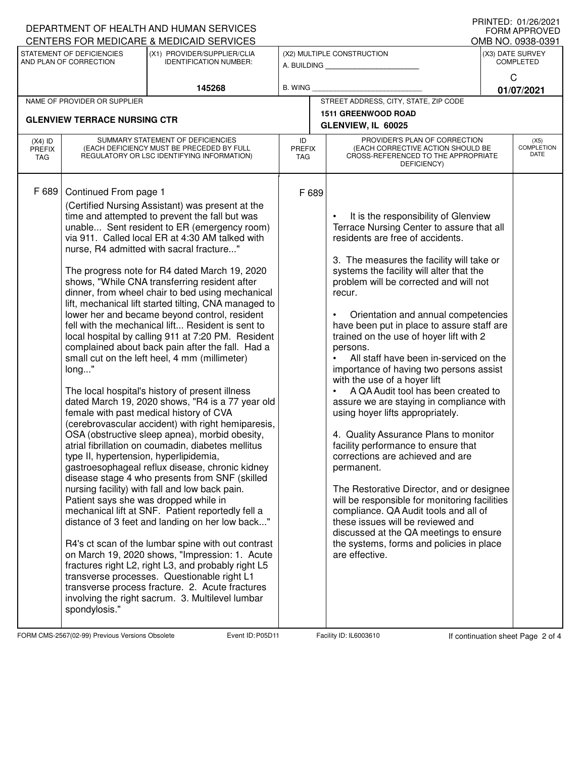DEPARTMENT OF HEALTH AND HUMAN SERVICES
CENTERS FOR MEDICARE & MEDICAID SERVICES

PRINTED: 01/26/2021
FORM APPROVED
OMB NO. 0938-0391

| STATEMENT OF DEFICIENCIES AND PLAN OF CORRECTION | (X1) PROVIDER/SUPPLIER/CLIA IDENTIFICATION NUMBER: | (X2) MULTIPLE CONSTRUCTION | (X3) DATE SURVEY COMPLETED |
|---|---|---|---|
| | 145268 | A. BUILDING ______ B. WING ______ | C 01/07/2021 |

| NAME OF PROVIDER OR SUPPLIER | STREET ADDRESS, CITY, STATE, ZIP CODE |
|---|---|
| GLENVIEW TERRACE NURSING CTR | 1511 GREENWOOD ROAD GLENVIEW, IL 60025 |

| (X4) ID PREFIX TAG | SUMMARY STATEMENT OF DEFICIENCIES (EACH DEFICIENCY MUST BE PRECEDED BY FULL REGULATORY OR LSC IDENTIFYING INFORMATION) | ID PREFIX TAG | PROVIDER'S PLAN OF CORRECTION (EACH CORRECTIVE ACTION SHOULD BE CROSS-REFERENCED TO THE APPROPRIATE DEFICIENCY) | (X5) COMPLETION DATE |
|---|---|---|---|---|
| F 689 | Continued From page 1<br>(Certified Nursing Assistant) was present at the time and attempted to prevent the fall but was unable... Sent resident to ER (emergency room) via 911. Called local ER at 4:30 AM talked with nurse, R4 admitted with sacral fracture..."<br><br>The progress note for R4 dated March 19, 2020 shows, "While CNA transferring resident after dinner, from wheel chair to bed using mechanical lift, mechanical lift started tilting, CNA managed to lower her and became beyond control, resident fell with the mechanical lift... Resident is sent to local hospital by calling 911 at 7:20 PM. Resident complained about back pain after the fall. Had a small cut on the left heel, 4 mm (millimeter) long..."<br><br>The local hospital's history of present illness dated March 19, 2020 shows, "R4 is a 77 year old female with past medical history of CVA (cerebrovascular accident) with right hemiparesis, OSA (obstructive sleep apnea), morbid obesity, atrial fibrillation on coumadin, diabetes mellitus type II, hypertension, hyperlipidemia, gastroesophageal reflux disease, chronic kidney disease stage 4 who presents from SNF (skilled nursing facility) with fall and low back pain. Patient says she was dropped while in mechanical lift at SNF. Patient reportedly fell a distance of 3 feet and landing on her low back..."<br><br>R4's ct scan of the lumbar spine with out contrast on March 19, 2020 shows, "Impression: 1. Acute fractures right L2, right L3, and probably right L5 transverse processes. Questionable right L1 transverse process fracture. 2. Acute fractures involving the right sacrum. 3. Multilevel lumbar spondylosis." | F 689 | • It is the responsibility of Glenview Terrace Nursing Center to assure that all residents are free of accidents.<br><br>3. The measures the facility will take or systems the facility will alter that the problem will be corrected and will not recur.<br><br>• Orientation and annual competencies have been put in place to assure staff are trained on the use of hoyer lift with 2 persons.<br>• All staff have been in-serviced on the importance of having two persons assist with the use of a hoyer lift<br>• A QA Audit tool has been created to assure we are staying in compliance with using hoyer lifts appropriately.<br><br>4. Quality Assurance Plans to monitor facility performance to ensure that corrections are achieved and are permanent.<br><br>The Restorative Director, and or designee will be responsible for monitoring facilities compliance. QA Audit tools and all of these issues will be reviewed and discussed at the QA meetings to ensure the systems, forms and policies in place are effective. | |

FORM CMS-2567(02-99) Previous Versions Obsolete Event ID: P05D11 Facility ID: IL6003610 If continuation sheet Page 2 of 4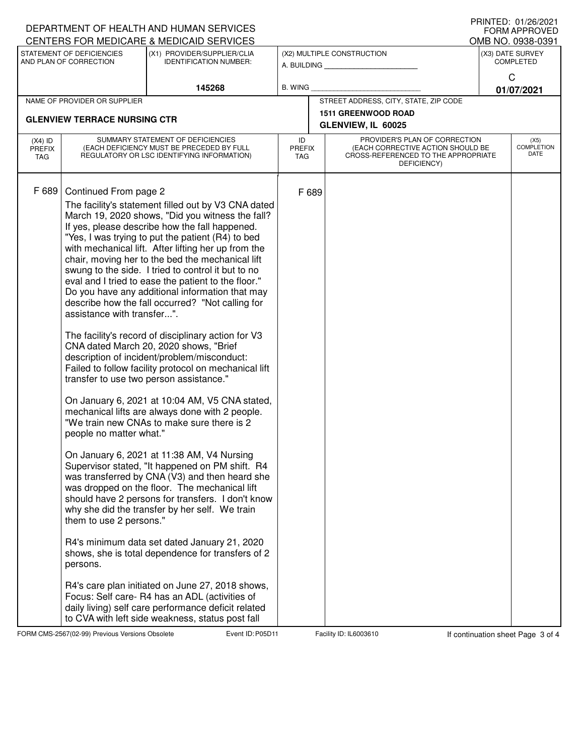DEPARTMENT OF HEALTH AND HUMAN SERVICES
CENTERS FOR MEDICARE & MEDICAID SERVICES

PRINTED: 01/26/2021
FORM APPROVED
OMB NO. 0938-0391

| STATEMENT OF DEFICIENCIES AND PLAN OF CORRECTION | (X1) PROVIDER/SUPPLIER/CLIA IDENTIFICATION NUMBER: | (X2) MULTIPLE CONSTRUCTION | (X3) DATE SURVEY COMPLETED |
|---|---|---|---|
| | 145268 | A. BUILDING ______ B. WING ______ | C 01/07/2021 |

| NAME OF PROVIDER OR SUPPLIER | STREET ADDRESS, CITY, STATE, ZIP CODE |
|---|---|
| GLENVIEW TERRACE NURSING CTR | 1511 GREENWOOD ROAD GLENVIEW, IL 60025 |

| (X4) ID PREFIX TAG | SUMMARY STATEMENT OF DEFICIENCIES (EACH DEFICIENCY MUST BE PRECEDED BY FULL REGULATORY OR LSC IDENTIFYING INFORMATION) | ID PREFIX TAG | PROVIDER'S PLAN OF CORRECTION (EACH CORRECTIVE ACTION SHOULD BE CROSS-REFERENCED TO THE APPROPRIATE DEFICIENCY) | (X5) COMPLETION DATE |
|---|---|---|---|---|
| F 689 | Continued From page 2 | F 689 | | |

The facility's statement filled out by V3 CNA dated March 19, 2020 shows, "Did you witness the fall? If yes, please describe how the fall happened. "Yes, I was trying to put the patient (R4) to bed with mechanical lift. After lifting her up from the chair, moving her to the bed the mechanical lift swung to the side. I tried to control it but to no eval and I tried to ease the patient to the floor." Do you have any additional information that may describe how the fall occurred? "Not calling for assistance with transfer...".

The facility's record of disciplinary action for V3 CNA dated March 20, 2020 shows, "Brief description of incident/problem/misconduct: Failed to follow facility protocol on mechanical lift transfer to use two person assistance."

On January 6, 2021 at 10:04 AM, V5 CNA stated, mechanical lifts are always done with 2 people. "We train new CNAs to make sure there is 2 people no matter what."

On January 6, 2021 at 11:38 AM, V4 Nursing Supervisor stated, "It happened on PM shift. R4 was transferred by CNA (V3) and then heard she was dropped on the floor. The mechanical lift should have 2 persons for transfers. I don't know why she did the transfer by her self. We train them to use 2 persons."

R4's minimum data set dated January 21, 2020 shows, she is total dependence for transfers of 2 persons.

R4's care plan initiated on June 27, 2018 shows, Focus: Self care- R4 has an ADL (activities of daily living) self care performance deficit related to CVA with left side weakness, status post fall

FORM CMS-2567(02-99) Previous Versions Obsolete Event ID: P05D11 Facility ID: IL6003610 If continuation sheet Page 3 of 4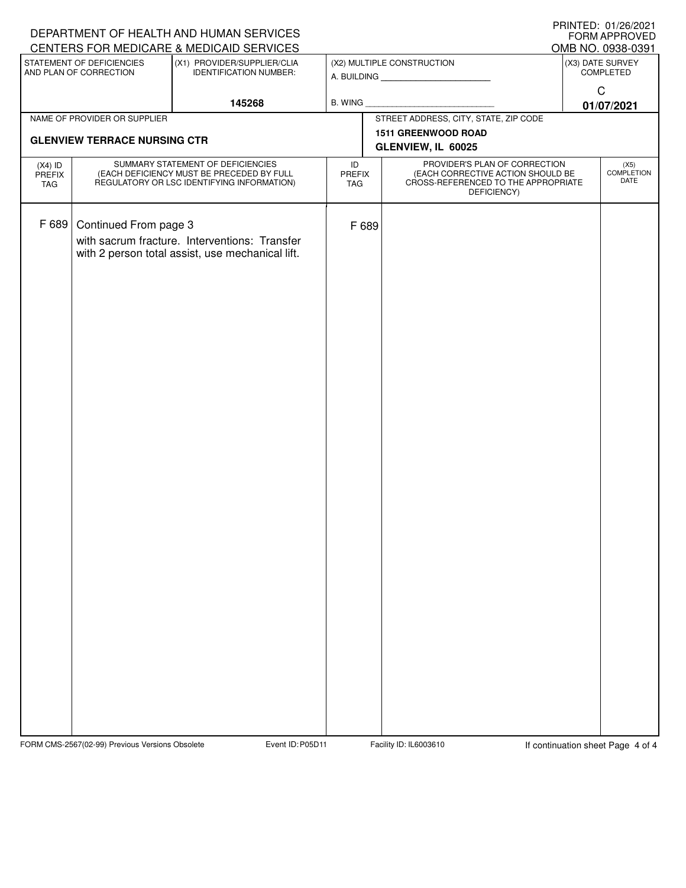DEPARTMENT OF HEALTH AND HUMAN SERVICES
CENTERS FOR MEDICARE & MEDICAID SERVICES

PRINTED: 01/26/2021
FORM APPROVED
OMB NO. 0938-0391

| STATEMENT OF DEFICIENCIES AND PLAN OF CORRECTION | (X1) PROVIDER/SUPPLIER/CLIA IDENTIFICATION NUMBER: | (X2) MULTIPLE CONSTRUCTION | (X3) DATE SURVEY COMPLETED |
|---|---|---|---|
| | 145268 | A. BUILDING ______ B. WING ______ | C 01/07/2021 |

| NAME OF PROVIDER OR SUPPLIER | STREET ADDRESS, CITY, STATE, ZIP CODE |
|---|---|
| GLENVIEW TERRACE NURSING CTR | 1511 GREENWOOD ROAD GLENVIEW, IL 60025 |

| (X4) ID PREFIX TAG | SUMMARY STATEMENT OF DEFICIENCIES (EACH DEFICIENCY MUST BE PRECEDED BY FULL REGULATORY OR LSC IDENTIFYING INFORMATION) | ID PREFIX TAG | PROVIDER'S PLAN OF CORRECTION (EACH CORRECTIVE ACTION SHOULD BE CROSS-REFERENCED TO THE APPROPRIATE DEFICIENCY) | (X5) COMPLETION DATE |
|---|---|---|---|---|
| F 689 | Continued From page 3<br>with sacrum fracture. Interventions: Transfer with 2 person total assist, use mechanical lift. | F 689 | | |

FORM CMS-2567(02-99) Previous Versions Obsolete Event ID: P05D11 Facility ID: IL6003610